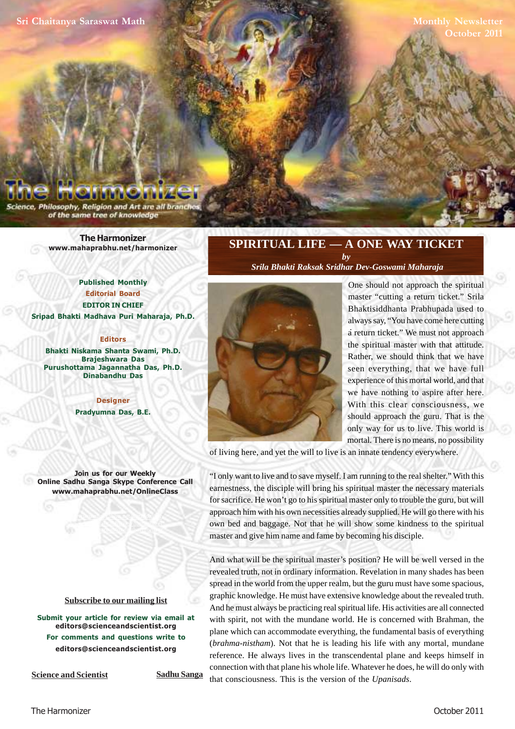Sri Chaitanya Saraswat Math

Monthly Newsletter
October 2011

# The Harmonizer

Science, Philosophy, Religion and Art are all branches of the same tree of knowledge

**The Harmonizer**
**www.mahaprabhu.net/harmonizer**

**Published Monthly**
**Editorial Board**
**EDITOR IN CHIEF**
**Sripad Bhakti Madhava Puri Maharaja, Ph.D.**

**Editors**
**Bhakti Niskama Shanta Swami, Ph.D.**
**Brajeshwara Das**
**Purushottama Jagannatha Das, Ph.D.**
**Dinabandhu Das**

**Designer**
**Pradyumna Das, B.E.**

**Join us for our Weekly Online Sadhu Sanga Skype Conference Call**
**www.mahaprabhu.net/OnlineClass**

Subscribe to our mailing list

**Submit your article for review via email at editors@scienceandscientist.org**
**For comments and questions write to editors@scienceandscientist.org**

Science and Scientist

Sadhu Sanga

## SPIRITUAL LIFE — A ONE WAY TICKET

*by*
*Srila Bhakti Raksak Sridhar Dev-Goswami Maharaja*

One should not approach the spiritual master "cutting a return ticket." Srila Bhaktisiddhanta Prabhupada used to always say, "You have come here cutting a return ticket." We must not approach the spiritual master with that attitude. Rather, we should think that we have seen everything, that we have full experience of this mortal world, and that we have nothing to aspire after here. With this clear consciousness, we should approach the guru. That is the only way for us to live. This world is mortal. There is no means, no possibility of living here, and yet the will to live is an innate tendency everywhere.

"I only want to live and to save myself. I am running to the real shelter." With this earnestness, the disciple will bring his spiritual master the necessary materials for sacrifice. He won't go to his spiritual master only to trouble the guru, but will approach him with his own necessities already supplied. He will go there with his own bed and baggage. Not that he will show some kindness to the spiritual master and give him name and fame by becoming his disciple.

And what will be the spiritual master's position? He will be well versed in the revealed truth, not in ordinary information. Revelation in many shades has been spread in the world from the upper realm, but the guru must have some spacious, graphic knowledge. He must have extensive knowledge about the revealed truth. And he must always be practicing real spiritual life. His activities are all connected with spirit, not with the mundane world. He is concerned with Brahman, the plane which can accommodate everything, the fundamental basis of everything (*brahma-nistham*). Not that he is leading his life with any mortal, mundane reference. He always lives in the transcendental plane and keeps himself in connection with that plane his whole life. Whatever he does, he will do only with that consciousness. This is the version of the *Upanisads*.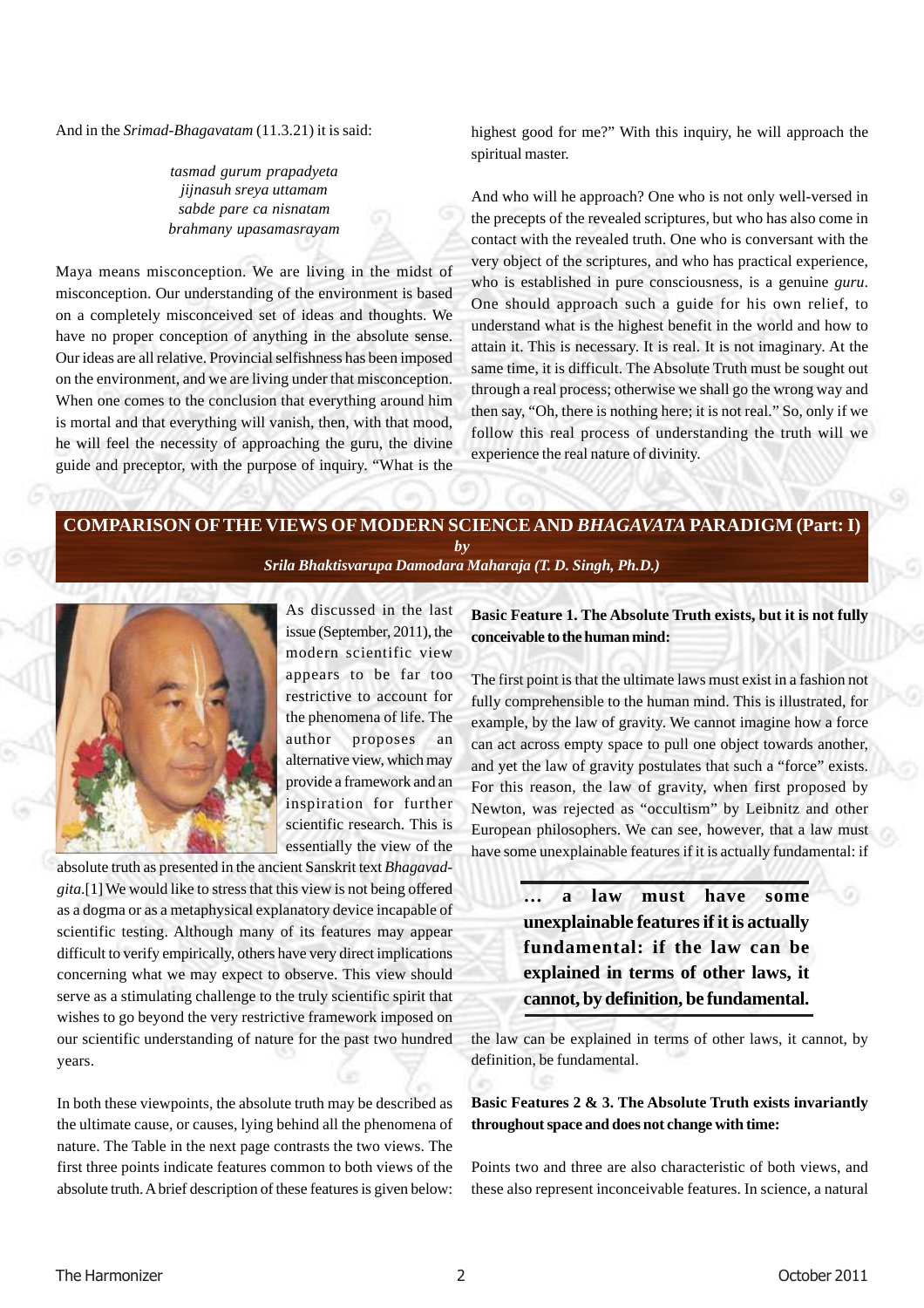And in the *Srimad-Bhagavatam* (11.3.21) it is said:

*tasmad gurum prapadyeta*
*jijnasuh sreya uttamam*
*sabde pare ca nisnatam*
*brahmany upasamasrayam*

Maya means misconception. We are living in the midst of misconception. Our understanding of the environment is based on a completely misconceived set of ideas and thoughts. We have no proper conception of anything in the absolute sense. Our ideas are all relative. Provincial selfishness has been imposed on the environment, and we are living under that misconception. When one comes to the conclusion that everything around him is mortal and that everything will vanish, then, with that mood, he will feel the necessity of approaching the guru, the divine guide and preceptor, with the purpose of inquiry. "What is the highest good for me?" With this inquiry, he will approach the spiritual master.

And who will he approach? One who is not only well-versed in the precepts of the revealed scriptures, but who has also come in contact with the revealed truth. One who is conversant with the very object of the scriptures, and who has practical experience, who is established in pure consciousness, is a genuine *guru*. One should approach such a guide for his own relief, to understand what is the highest benefit in the world and how to attain it. This is necessary. It is real. It is not imaginary. At the same time, it is difficult. The Absolute Truth must be sought out through a real process; otherwise we shall go the wrong way and then say, "Oh, there is nothing here; it is not real." So, only if we follow this real process of understanding the truth will we experience the real nature of divinity.

## COMPARISON OF THE VIEWS OF MODERN SCIENCE AND *BHAGAVATA* PARADIGM (Part: I)

***by***
***Srila Bhaktisvarupa Damodara Maharaja (T. D. Singh, Ph.D.)***

As discussed in the last issue (September, 2011), the modern scientific view appears to be far too restrictive to account for the phenomena of life. The author proposes an alternative view, which may provide a framework and an inspiration for further scientific research. This is essentially the view of the absolute truth as presented in the ancient Sanskrit text *Bhagavad-gita*.[1] We would like to stress that this view is not being offered as a dogma or as a metaphysical explanatory device incapable of scientific testing. Although many of its features may appear difficult to verify empirically, others have very direct implications concerning what we may expect to observe. This view should serve as a stimulating challenge to the truly scientific spirit that wishes to go beyond the very restrictive framework imposed on our scientific understanding of nature for the past two hundred years.

In both these viewpoints, the absolute truth may be described as the ultimate cause, or causes, lying behind all the phenomena of nature. The Table in the next page contrasts the two views. The first three points indicate features common to both views of the absolute truth. A brief description of these features is given below:

**Basic Feature 1. The Absolute Truth exists, but it is not fully conceivable to the human mind:**

The first point is that the ultimate laws must exist in a fashion not fully comprehensible to the human mind. This is illustrated, for example, by the law of gravity. We cannot imagine how a force can act across empty space to pull one object towards another, and yet the law of gravity postulates that such a "force" exists. For this reason, the law of gravity, when first proposed by Newton, was rejected as "occultism" by Leibnitz and other European philosophers. We can see, however, that a law must have some unexplainable features if it is actually fundamental: if the law can be explained in terms of other laws, it cannot, by definition, be fundamental.

> **... a law must have some unexplainable features if it is actually fundamental: if the law can be explained in terms of other laws, it cannot, by definition, be fundamental.**

**Basic Features 2 & 3. The Absolute Truth exists invariantly throughout space and does not change with time:**

Points two and three are also characteristic of both views, and these also represent inconceivable features. In science, a natural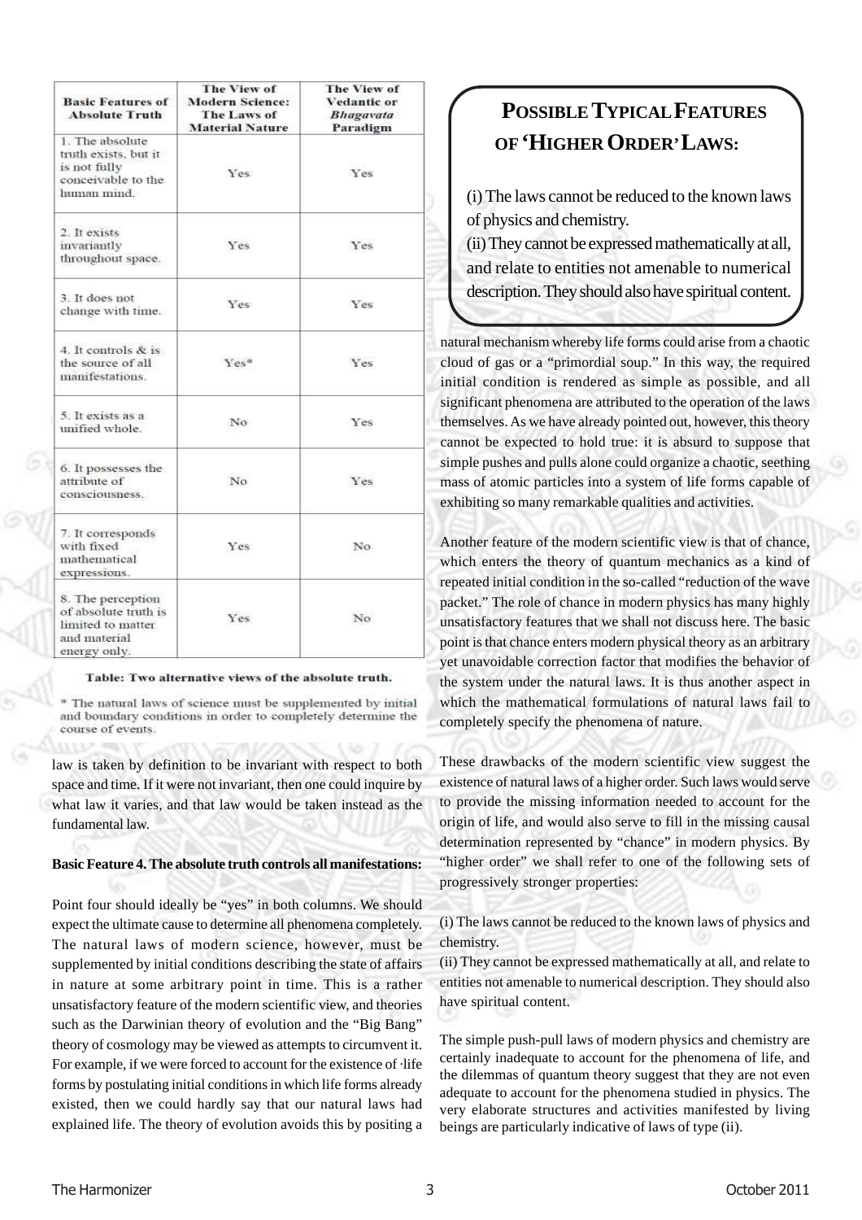| Basic Features of Absolute Truth | The View of Modern Science: The Laws of Material Nature | The View of Vedantic or *Bhagavata* Paradigm |
|---|---|---|
| 1. The absolute truth exists, but it is not fully conceivable to the human mind. | Yes | Yes |
| 2. It exists invariantly throughout space. | Yes | Yes |
| 3. It does not change with time. | Yes | Yes |
| 4. It controls & is the source of all manifestations. | Yes* | Yes |
| 5. It exists as a unified whole. | No | Yes |
| 6. It possesses the attribute of consciousness. | No | Yes |
| 7. It corresponds with fixed mathematical expressions. | Yes | No |
| 8. The perception of absolute truth is limited to matter and material energy only. | Yes | No |

**Table: Two alternative views of the absolute truth.**

* The natural laws of science must be supplemented by initial and boundary conditions in order to completely determine the course of events.

law is taken by definition to be invariant with respect to both space and time. If it were not invariant, then one could inquire by what law it varies, and that law would be taken instead as the fundamental law.

**Basic Feature 4. The absolute truth controls all manifestations:**

Point four should ideally be "yes" in both columns. We should expect the ultimate cause to determine all phenomena completely. The natural laws of modern science, however, must be supplemented by initial conditions describing the state of affairs in nature at some arbitrary point in time. This is a rather unsatisfactory feature of the modern scientific view, and theories such as the Darwinian theory of evolution and the "Big Bang" theory of cosmology may be viewed as attempts to circumvent it. For example, if we were forced to account for the existence of ·life forms by postulating initial conditions in which life forms already existed, then we could hardly say that our natural laws had explained life. The theory of evolution avoids this by positing a natural mechanism whereby life forms could arise from a chaotic cloud of gas or a "primordial soup." In this way, the required initial condition is rendered as simple as possible, and all significant phenomena are attributed to the operation of the laws themselves. As we have already pointed out, however, this theory cannot be expected to hold true: it is absurd to suppose that simple pushes and pulls alone could organize a chaotic, seething mass of atomic particles into a system of life forms capable of exhibiting so many remarkable qualities and activities.

> **POSSIBLE TYPICAL FEATURES OF 'HIGHER ORDER' LAWS:**
>
> (i) The laws cannot be reduced to the known laws of physics and chemistry.
> (ii) They cannot be expressed mathematically at all, and relate to entities not amenable to numerical description. They should also have spiritual content.

Another feature of the modern scientific view is that of chance, which enters the theory of quantum mechanics as a kind of repeated initial condition in the so-called "reduction of the wave packet." The role of chance in modern physics has many highly unsatisfactory features that we shall not discuss here. The basic point is that chance enters modern physical theory as an arbitrary yet unavoidable correction factor that modifies the behavior of the system under the natural laws. It is thus another aspect in which the mathematical formulations of natural laws fail to completely specify the phenomena of nature.

These drawbacks of the modern scientific view suggest the existence of natural laws of a higher order. Such laws would serve to provide the missing information needed to account for the origin of life, and would also serve to fill in the missing causal determination represented by "chance" in modern physics. By "higher order" we shall refer to one of the following sets of progressively stronger properties:

(i) The laws cannot be reduced to the known laws of physics and chemistry.
(ii) They cannot be expressed mathematically at all, and relate to entities not amenable to numerical description. They should also have spiritual content.

The simple push-pull laws of modern physics and chemistry are certainly inadequate to account for the phenomena of life, and the dilemmas of quantum theory suggest that they are not even adequate to account for the phenomena studied in physics. The very elaborate structures and activities manifested by living beings are particularly indicative of laws of type (ii).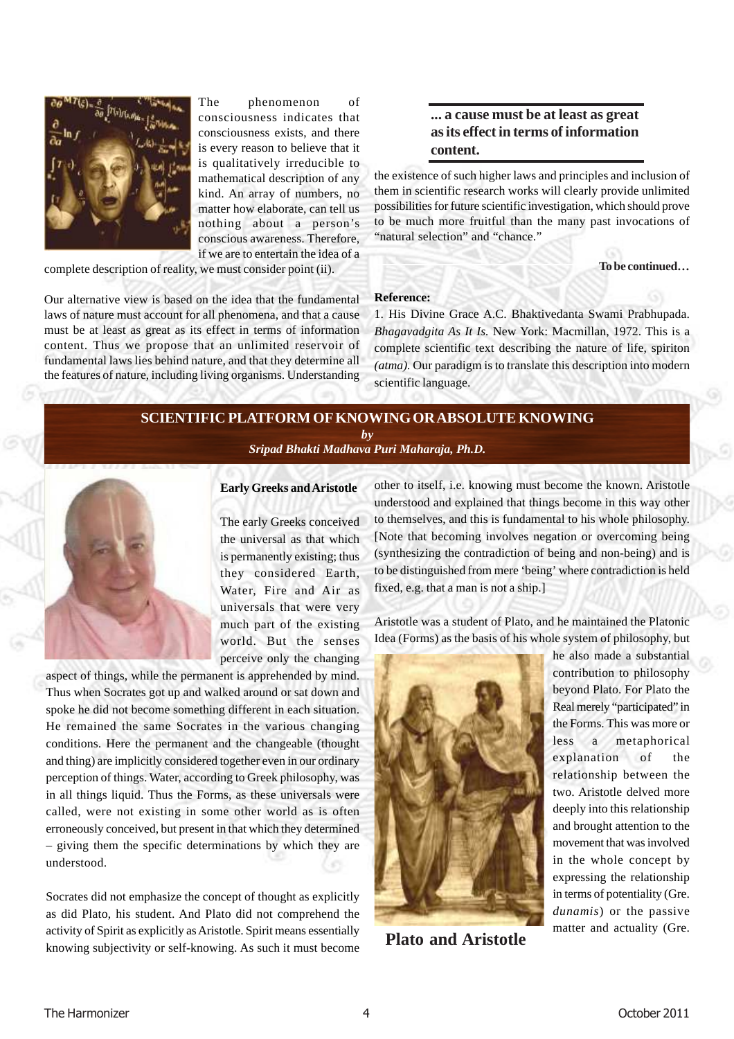The phenomenon of consciousness indicates that consciousness exists, and there is every reason to believe that it is qualitatively irreducible to mathematical description of any kind. An array of numbers, no matter how elaborate, can tell us nothing about a person's conscious awareness. Therefore, if we are to entertain the idea of a complete description of reality, we must consider point (ii).

Our alternative view is based on the idea that the fundamental laws of nature must account for all phenomena, and that a cause must be at least as great as its effect in terms of information content. Thus we propose that an unlimited reservoir of fundamental laws lies behind nature, and that they determine all the features of nature, including living organisms. Understanding the existence of such higher laws and principles and inclusion of them in scientific research works will clearly provide unlimited possibilities for future scientific investigation, which should prove to be much more fruitful than the many past invocations of "natural selection" and "chance."

**... a cause must be at least as great as its effect in terms of information content.**

**To be continued…**

**Reference:**

1. His Divine Grace A.C. Bhaktivedanta Swami Prabhupada. *Bhagavadgita As It Is.* New York: Macmillan, 1972. This is a complete scientific text describing the nature of life, spiriton *(atma)*. Our paradigm is to translate this description into modern scientific language.

## SCIENTIFIC PLATFORM OF KNOWING OR ABSOLUTE KNOWING

***by***

***Sripad Bhakti Madhava Puri Maharaja, Ph.D.***

### Early Greeks and Aristotle

The early Greeks conceived the universal as that which is permanently existing; thus they considered Earth, Water, Fire and Air as universals that were very much part of the existing world. But the senses perceive only the changing aspect of things, while the permanent is apprehended by mind. Thus when Socrates got up and walked around or sat down and spoke he did not become something different in each situation. He remained the same Socrates in the various changing conditions. Here the permanent and the changeable (thought and thing) are implicitly considered together even in our ordinary perception of things. Water, according to Greek philosophy, was in all things liquid. Thus the Forms, as these universals were called, were not existing in some other world as is often erroneously conceived, but present in that which they determined – giving them the specific determinations by which they are understood.

Socrates did not emphasize the concept of thought as explicitly as did Plato, his student. And Plato did not comprehend the activity of Spirit as explicitly as Aristotle. Spirit means essentially knowing subjectivity or self-knowing. As such it must become other to itself, i.e. knowing must become the known. Aristotle understood and explained that things become in this way other to themselves, and this is fundamental to his whole philosophy. [Note that becoming involves negation or overcoming being (synthesizing the contradiction of being and non-being) and is to be distinguished from mere 'being' where contradiction is held fixed, e.g. that a man is not a ship.]

Aristotle was a student of Plato, and he maintained the Platonic Idea (Forms) as the basis of his whole system of philosophy, but he also made a substantial contribution to philosophy beyond Plato. For Plato the Real merely "participated" in the Forms. This was more or less a metaphorical explanation of the relationship between the two. Aristotle delved more deeply into this relationship and brought attention to the movement that was involved in the whole concept by expressing the relationship in terms of potentiality (Gre. *dunamis*) or the passive matter and actuality (Gre.

**Plato and Aristotle**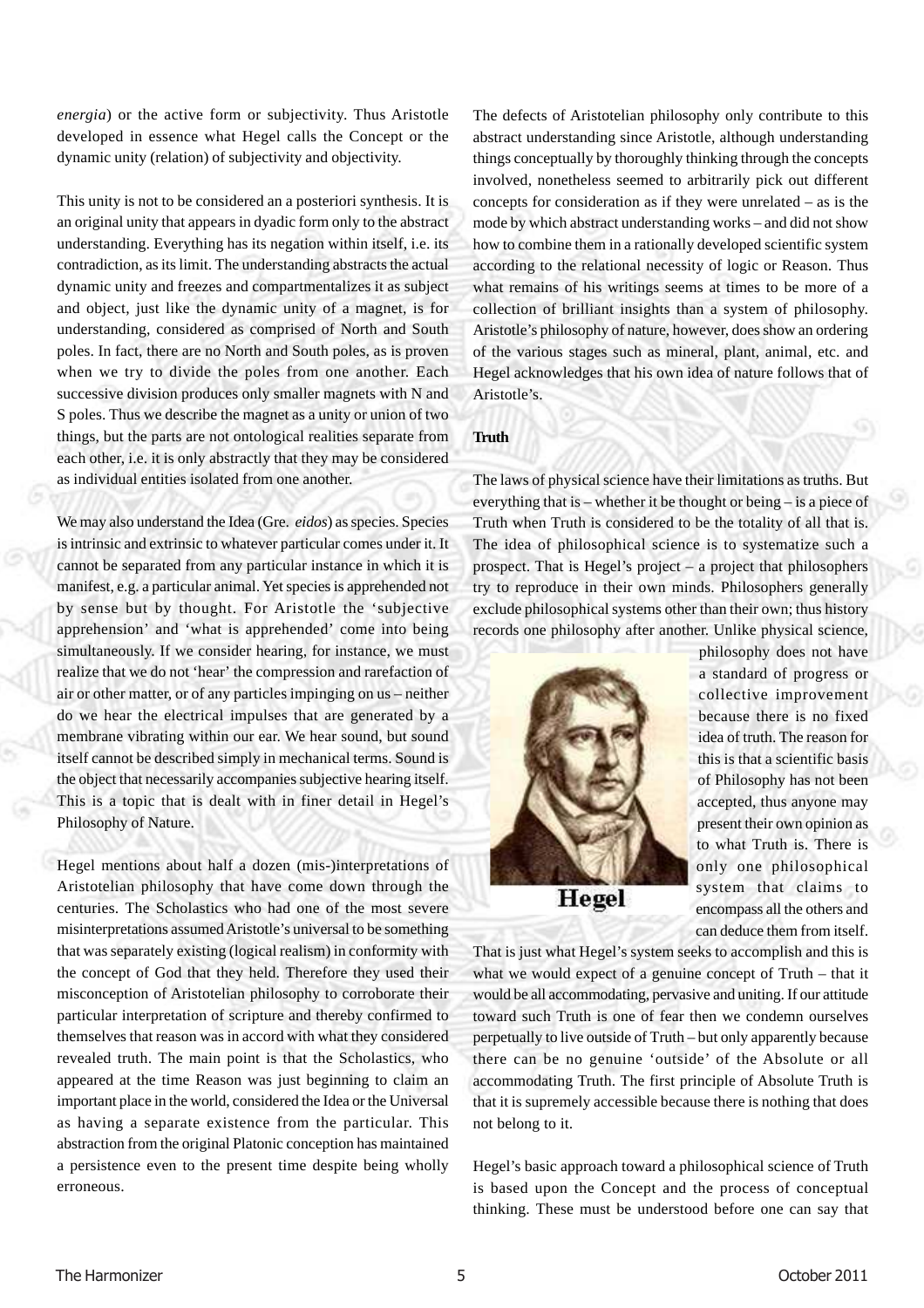*energia*) or the active form or subjectivity. Thus Aristotle developed in essence what Hegel calls the Concept or the dynamic unity (relation) of subjectivity and objectivity.

This unity is not to be considered an a posteriori synthesis. It is an original unity that appears in dyadic form only to the abstract understanding. Everything has its negation within itself, i.e. its contradiction, as its limit. The understanding abstracts the actual dynamic unity and freezes and compartmentalizes it as subject and object, just like the dynamic unity of a magnet, is for understanding, considered as comprised of North and South poles. In fact, there are no North and South poles, as is proven when we try to divide the poles from one another. Each successive division produces only smaller magnets with N and S poles. Thus we describe the magnet as a unity or union of two things, but the parts are not ontological realities separate from each other, i.e. it is only abstractly that they may be considered as individual entities isolated from one another.

We may also understand the Idea (Gre. *eidos*) as species. Species is intrinsic and extrinsic to whatever particular comes under it. It cannot be separated from any particular instance in which it is manifest, e.g. a particular animal. Yet species is apprehended not by sense but by thought. For Aristotle the 'subjective apprehension' and 'what is apprehended' come into being simultaneously. If we consider hearing, for instance, we must realize that we do not 'hear' the compression and rarefaction of air or other matter, or of any particles impinging on us – neither do we hear the electrical impulses that are generated by a membrane vibrating within our ear. We hear sound, but sound itself cannot be described simply in mechanical terms. Sound is the object that necessarily accompanies subjective hearing itself. This is a topic that is dealt with in finer detail in Hegel's Philosophy of Nature.

Hegel mentions about half a dozen (mis-)interpretations of Aristotelian philosophy that have come down through the centuries. The Scholastics who had one of the most severe misinterpretations assumed Aristotle's universal to be something that was separately existing (logical realism) in conformity with the concept of God that they held. Therefore they used their misconception of Aristotelian philosophy to corroborate their particular interpretation of scripture and thereby confirmed to themselves that reason was in accord with what they considered revealed truth. The main point is that the Scholastics, who appeared at the time Reason was just beginning to claim an important place in the world, considered the Idea or the Universal as having a separate existence from the particular. This abstraction from the original Platonic conception has maintained a persistence even to the present time despite being wholly erroneous.

The defects of Aristotelian philosophy only contribute to this abstract understanding since Aristotle, although understanding things conceptually by thoroughly thinking through the concepts involved, nonetheless seemed to arbitrarily pick out different concepts for consideration as if they were unrelated – as is the mode by which abstract understanding works – and did not show how to combine them in a rationally developed scientific system according to the relational necessity of logic or Reason. Thus what remains of his writings seems at times to be more of a collection of brilliant insights than a system of philosophy. Aristotle's philosophy of nature, however, does show an ordering of the various stages such as mineral, plant, animal, etc. and Hegel acknowledges that his own idea of nature follows that of Aristotle's.

**Truth**

The laws of physical science have their limitations as truths. But everything that is – whether it be thought or being – is a piece of Truth when Truth is considered to be the totality of all that is. The idea of philosophical science is to systematize such a prospect. That is Hegel's project – a project that philosophers try to reproduce in their own minds. Philosophers generally exclude philosophical systems other than their own; thus history records one philosophy after another. Unlike physical science, philosophy does not have a standard of progress or collective improvement because there is no fixed idea of truth. The reason for this is that a scientific basis of Philosophy has not been accepted, thus anyone may present their own opinion as to what Truth is. There is only one philosophical system that claims to encompass all the others and can deduce them from itself.

Hegel

That is just what Hegel's system seeks to accomplish and this is what we would expect of a genuine concept of Truth – that it would be all accommodating, pervasive and uniting. If our attitude toward such Truth is one of fear then we condemn ourselves perpetually to live outside of Truth – but only apparently because there can be no genuine 'outside' of the Absolute or all accommodating Truth. The first principle of Absolute Truth is that it is supremely accessible because there is nothing that does not belong to it.

Hegel's basic approach toward a philosophical science of Truth is based upon the Concept and the process of conceptual thinking. These must be understood before one can say that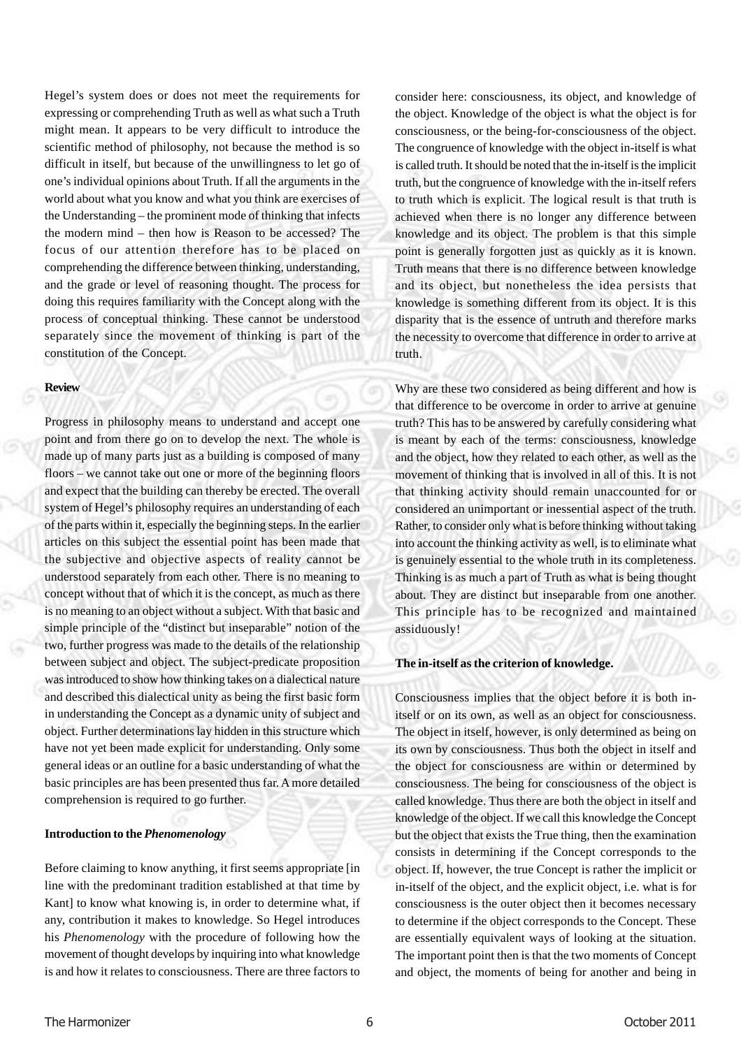Hegel's system does or does not meet the requirements for expressing or comprehending Truth as well as what such a Truth might mean. It appears to be very difficult to introduce the scientific method of philosophy, not because the method is so difficult in itself, but because of the unwillingness to let go of one's individual opinions about Truth. If all the arguments in the world about what you know and what you think are exercises of the Understanding – the prominent mode of thinking that infects the modern mind – then how is Reason to be accessed? The focus of our attention therefore has to be placed on comprehending the difference between thinking, understanding, and the grade or level of reasoning thought. The process for doing this requires familiarity with the Concept along with the process of conceptual thinking. These cannot be understood separately since the movement of thinking is part of the constitution of the Concept.

**Review**

Progress in philosophy means to understand and accept one point and from there go on to develop the next. The whole is made up of many parts just as a building is composed of many floors – we cannot take out one or more of the beginning floors and expect that the building can thereby be erected. The overall system of Hegel's philosophy requires an understanding of each of the parts within it, especially the beginning steps. In the earlier articles on this subject the essential point has been made that the subjective and objective aspects of reality cannot be understood separately from each other. There is no meaning to concept without that of which it is the concept, as much as there is no meaning to an object without a subject. With that basic and simple principle of the "distinct but inseparable" notion of the two, further progress was made to the details of the relationship between subject and object. The subject-predicate proposition was introduced to show how thinking takes on a dialectical nature and described this dialectical unity as being the first basic form in understanding the Concept as a dynamic unity of subject and object. Further determinations lay hidden in this structure which have not yet been made explicit for understanding. Only some general ideas or an outline for a basic understanding of what the basic principles are has been presented thus far. A more detailed comprehension is required to go further.

**Introduction to the *Phenomenology***

Before claiming to know anything, it first seems appropriate [in line with the predominant tradition established at that time by Kant] to know what knowing is, in order to determine what, if any, contribution it makes to knowledge. So Hegel introduces his *Phenomenology* with the procedure of following how the movement of thought develops by inquiring into what knowledge is and how it relates to consciousness. There are three factors to consider here: consciousness, its object, and knowledge of the object. Knowledge of the object is what the object is for consciousness, or the being-for-consciousness of the object. The congruence of knowledge with the object in-itself is what is called truth. It should be noted that the in-itself is the implicit truth, but the congruence of knowledge with the in-itself refers to truth which is explicit. The logical result is that truth is achieved when there is no longer any difference between knowledge and its object. The problem is that this simple point is generally forgotten just as quickly as it is known. Truth means that there is no difference between knowledge and its object, but nonetheless the idea persists that knowledge is something different from its object. It is this disparity that is the essence of untruth and therefore marks the necessity to overcome that difference in order to arrive at truth.

Why are these two considered as being different and how is that difference to be overcome in order to arrive at genuine truth? This has to be answered by carefully considering what is meant by each of the terms: consciousness, knowledge and the object, how they related to each other, as well as the movement of thinking that is involved in all of this. It is not that thinking activity should remain unaccounted for or considered an unimportant or inessential aspect of the truth. Rather, to consider only what is before thinking without taking into account the thinking activity as well, is to eliminate what is genuinely essential to the whole truth in its completeness. Thinking is as much a part of Truth as what is being thought about. They are distinct but inseparable from one another. This principle has to be recognized and maintained assiduously!

**The in-itself as the criterion of knowledge.**

Consciousness implies that the object before it is both in-itself or on its own, as well as an object for consciousness. The object in itself, however, is only determined as being on its own by consciousness. Thus both the object in itself and the object for consciousness are within or determined by consciousness. The being for consciousness of the object is called knowledge. Thus there are both the object in itself and knowledge of the object. If we call this knowledge the Concept but the object that exists the True thing, then the examination consists in determining if the Concept corresponds to the object. If, however, the true Concept is rather the implicit or in-itself of the object, and the explicit object, i.e. what is for consciousness is the outer object then it becomes necessary to determine if the object corresponds to the Concept. These are essentially equivalent ways of looking at the situation. The important point then is that the two moments of Concept and object, the moments of being for another and being in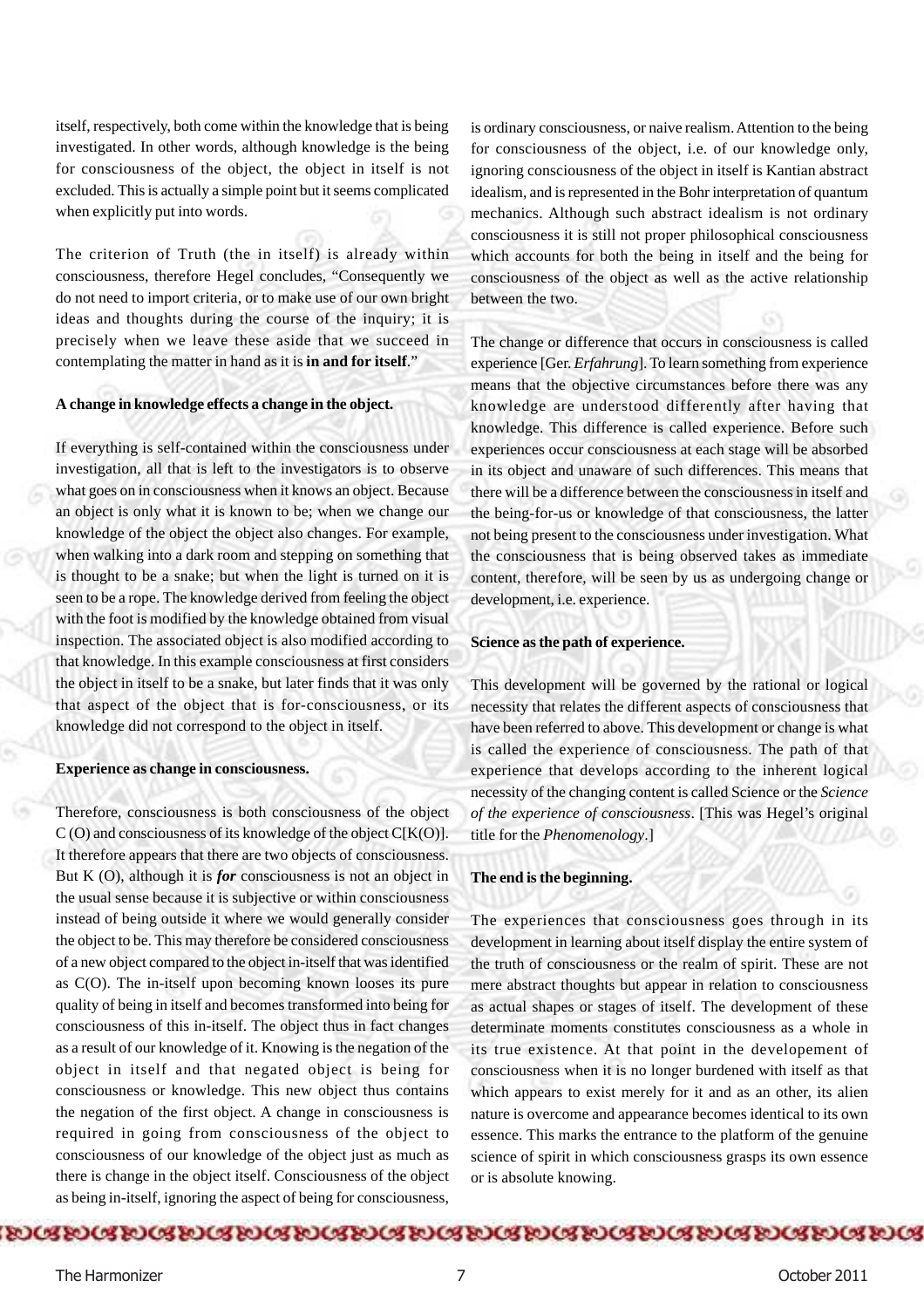itself, respectively, both come within the knowledge that is being investigated. In other words, although knowledge is the being for consciousness of the object, the object in itself is not excluded. This is actually a simple point but it seems complicated when explicitly put into words.

The criterion of Truth (the in itself) is already within consciousness, therefore Hegel concludes, "Consequently we do not need to import criteria, or to make use of our own bright ideas and thoughts during the course of the inquiry; it is precisely when we leave these aside that we succeed in contemplating the matter in hand as it is **in and for itself**."

**A change in knowledge effects a change in the object.**

If everything is self-contained within the consciousness under investigation, all that is left to the investigators is to observe what goes on in consciousness when it knows an object. Because an object is only what it is known to be; when we change our knowledge of the object the object also changes. For example, when walking into a dark room and stepping on something that is thought to be a snake; but when the light is turned on it is seen to be a rope. The knowledge derived from feeling the object with the foot is modified by the knowledge obtained from visual inspection. The associated object is also modified according to that knowledge. In this example consciousness at first considers the object in itself to be a snake, but later finds that it was only that aspect of the object that is for-consciousness, or its knowledge did not correspond to the object in itself.

**Experience as change in consciousness.**

Therefore, consciousness is both consciousness of the object C (O) and consciousness of its knowledge of the object C[K(O)]. It therefore appears that there are two objects of consciousness. But K (O), although it is ***for*** consciousness is not an object in the usual sense because it is subjective or within consciousness instead of being outside it where we would generally consider the object to be. This may therefore be considered consciousness of a new object compared to the object in-itself that was identified as C(O). The in-itself upon becoming known looses its pure quality of being in itself and becomes transformed into being for consciousness of this in-itself. The object thus in fact changes as a result of our knowledge of it. Knowing is the negation of the object in itself and that negated object is being for consciousness or knowledge. This new object thus contains the negation of the first object. A change in consciousness is required in going from consciousness of the object to consciousness of our knowledge of the object just as much as there is change in the object itself. Consciousness of the object as being in-itself, ignoring the aspect of being for consciousness, is ordinary consciousness, or naive realism. Attention to the being for consciousness of the object, i.e. of our knowledge only, ignoring consciousness of the object in itself is Kantian abstract idealism, and is represented in the Bohr interpretation of quantum mechanics. Although such abstract idealism is not ordinary consciousness it is still not proper philosophical consciousness which accounts for both the being in itself and the being for consciousness of the object as well as the active relationship between the two.

The change or difference that occurs in consciousness is called experience [Ger. *Erfahrung*]. To learn something from experience means that the objective circumstances before there was any knowledge are understood differently after having that knowledge. This difference is called experience. Before such experiences occur consciousness at each stage will be absorbed in its object and unaware of such differences. This means that there will be a difference between the consciousness in itself and the being-for-us or knowledge of that consciousness, the latter not being present to the consciousness under investigation. What the consciousness that is being observed takes as immediate content, therefore, will be seen by us as undergoing change or development, i.e. experience.

**Science as the path of experience.**

This development will be governed by the rational or logical necessity that relates the different aspects of consciousness that have been referred to above. This development or change is what is called the experience of consciousness. The path of that experience that develops according to the inherent logical necessity of the changing content is called Science or the *Science of the experience of consciousness*. [This was Hegel's original title for the *Phenomenology*.]

**The end is the beginning.**

The experiences that consciousness goes through in its development in learning about itself display the entire system of the truth of consciousness or the realm of spirit. These are not mere abstract thoughts but appear in relation to consciousness as actual shapes or stages of itself. The development of these determinate moments constitutes consciousness as a whole in its true existence. At that point in the developement of consciousness when it is no longer burdened with itself as that which appears to exist merely for it and as an other, its alien nature is overcome and appearance becomes identical to its own essence. This marks the entrance to the platform of the genuine science of spirit in which consciousness grasps its own essence or is absolute knowing.